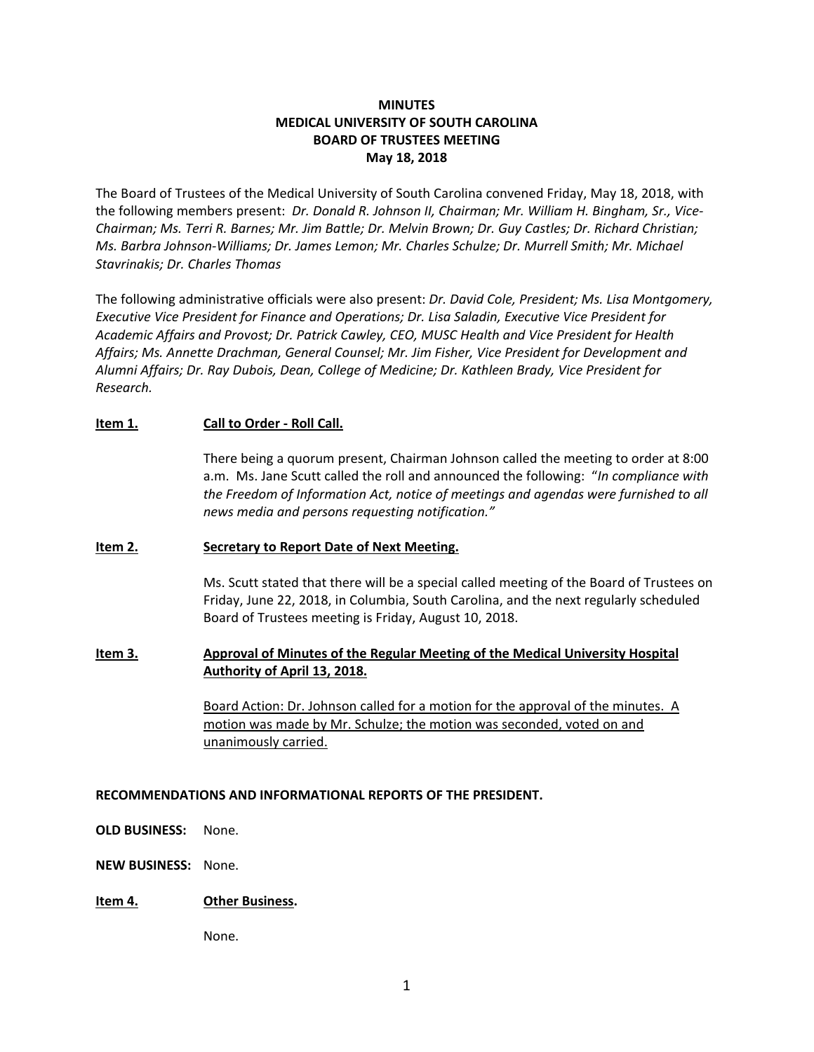**MINUTES**
**MEDICAL UNIVERSITY OF SOUTH CAROLINA**
**BOARD OF TRUSTEES MEETING**
**May 18, 2018**

The Board of Trustees of the Medical University of South Carolina convened Friday, May 18, 2018, with the following members present: *Dr. Donald R. Johnson II, Chairman; Mr. William H. Bingham, Sr., Vice-Chairman; Ms. Terri R. Barnes; Mr. Jim Battle; Dr. Melvin Brown; Dr. Guy Castles; Dr. Richard Christian; Ms. Barbra Johnson-Williams; Dr. James Lemon; Mr. Charles Schulze; Dr. Murrell Smith; Mr. Michael Stavrinakis; Dr. Charles Thomas*

The following administrative officials were also present: *Dr. David Cole, President; Ms. Lisa Montgomery, Executive Vice President for Finance and Operations; Dr. Lisa Saladin, Executive Vice President for Academic Affairs and Provost; Dr. Patrick Cawley, CEO, MUSC Health and Vice President for Health Affairs; Ms. Annette Drachman, General Counsel; Mr. Jim Fisher, Vice President for Development and Alumni Affairs; Dr. Ray Dubois, Dean, College of Medicine; Dr. Kathleen Brady, Vice President for Research.*

**Item 1.** **Call to Order - Roll Call.**

There being a quorum present, Chairman Johnson called the meeting to order at 8:00 a.m. Ms. Jane Scutt called the roll and announced the following: "*In compliance with the Freedom of Information Act, notice of meetings and agendas were furnished to all news media and persons requesting notification.*"

**Item 2.** **Secretary to Report Date of Next Meeting.**

Ms. Scutt stated that there will be a special called meeting of the Board of Trustees on Friday, June 22, 2018, in Columbia, South Carolina, and the next regularly scheduled Board of Trustees meeting is Friday, August 10, 2018.

**Item 3.** **Approval of Minutes of the Regular Meeting of the Medical University Hospital Authority of April 13, 2018.**

Board Action: Dr. Johnson called for a motion for the approval of the minutes. A motion was made by Mr. Schulze; the motion was seconded, voted on and unanimously carried.

**RECOMMENDATIONS AND INFORMATIONAL REPORTS OF THE PRESIDENT.**

**OLD BUSINESS:** None.

**NEW BUSINESS:** None.

**Item 4.** **Other Business.**

None.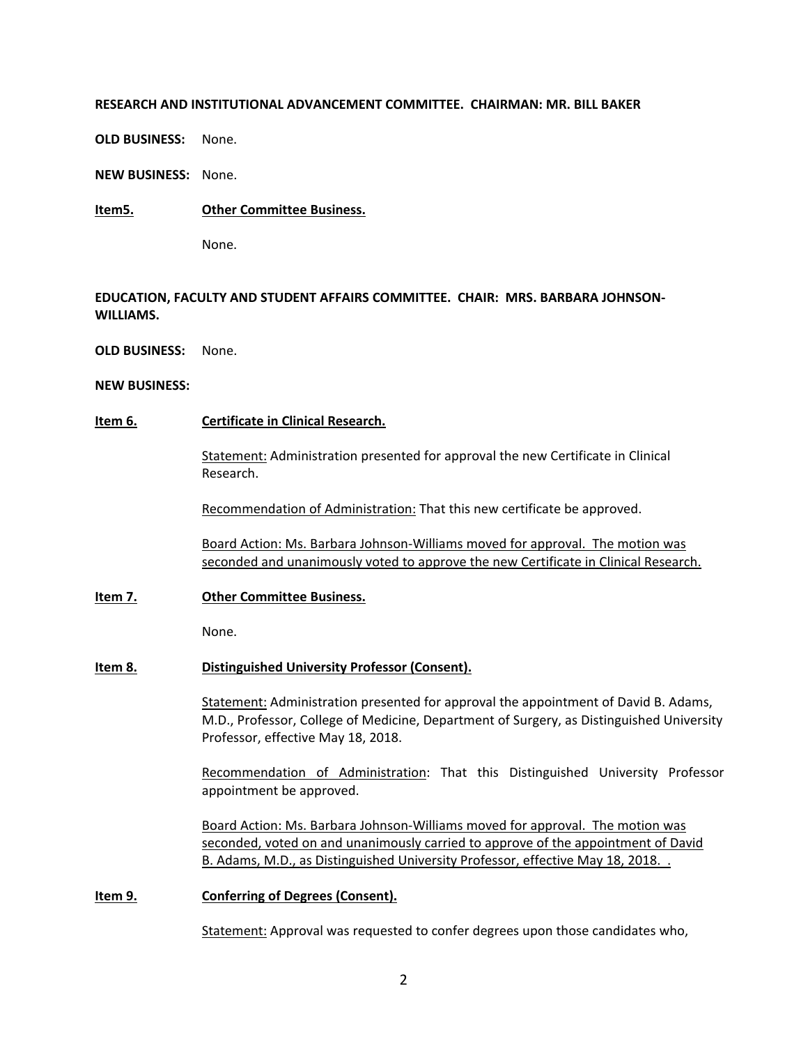**RESEARCH AND INSTITUTIONAL ADVANCEMENT COMMITTEE. CHAIRMAN: MR. BILL BAKER**

**OLD BUSINESS:** None.

**NEW BUSINESS:** None.

**Item5.** **Other Committee Business.**

None.

**EDUCATION, FACULTY AND STUDENT AFFAIRS COMMITTEE. CHAIR: MRS. BARBARA JOHNSON-WILLIAMS.**

**OLD BUSINESS:** None.

**NEW BUSINESS:**

**Item 6.** **Certificate in Clinical Research.**

Statement: Administration presented for approval the new Certificate in Clinical Research.

Recommendation of Administration: That this new certificate be approved.

Board Action: Ms. Barbara Johnson-Williams moved for approval. The motion was seconded and unanimously voted to approve the new Certificate in Clinical Research.

**Item 7.** **Other Committee Business.**

None.

**Item 8.** **Distinguished University Professor (Consent).**

Statement: Administration presented for approval the appointment of David B. Adams, M.D., Professor, College of Medicine, Department of Surgery, as Distinguished University Professor, effective May 18, 2018.

Recommendation of Administration: That this Distinguished University Professor appointment be approved.

Board Action: Ms. Barbara Johnson-Williams moved for approval. The motion was seconded, voted on and unanimously carried to approve of the appointment of David B. Adams, M.D., as Distinguished University Professor, effective May 18, 2018. .

**Item 9.** **Conferring of Degrees (Consent).**

Statement: Approval was requested to confer degrees upon those candidates who,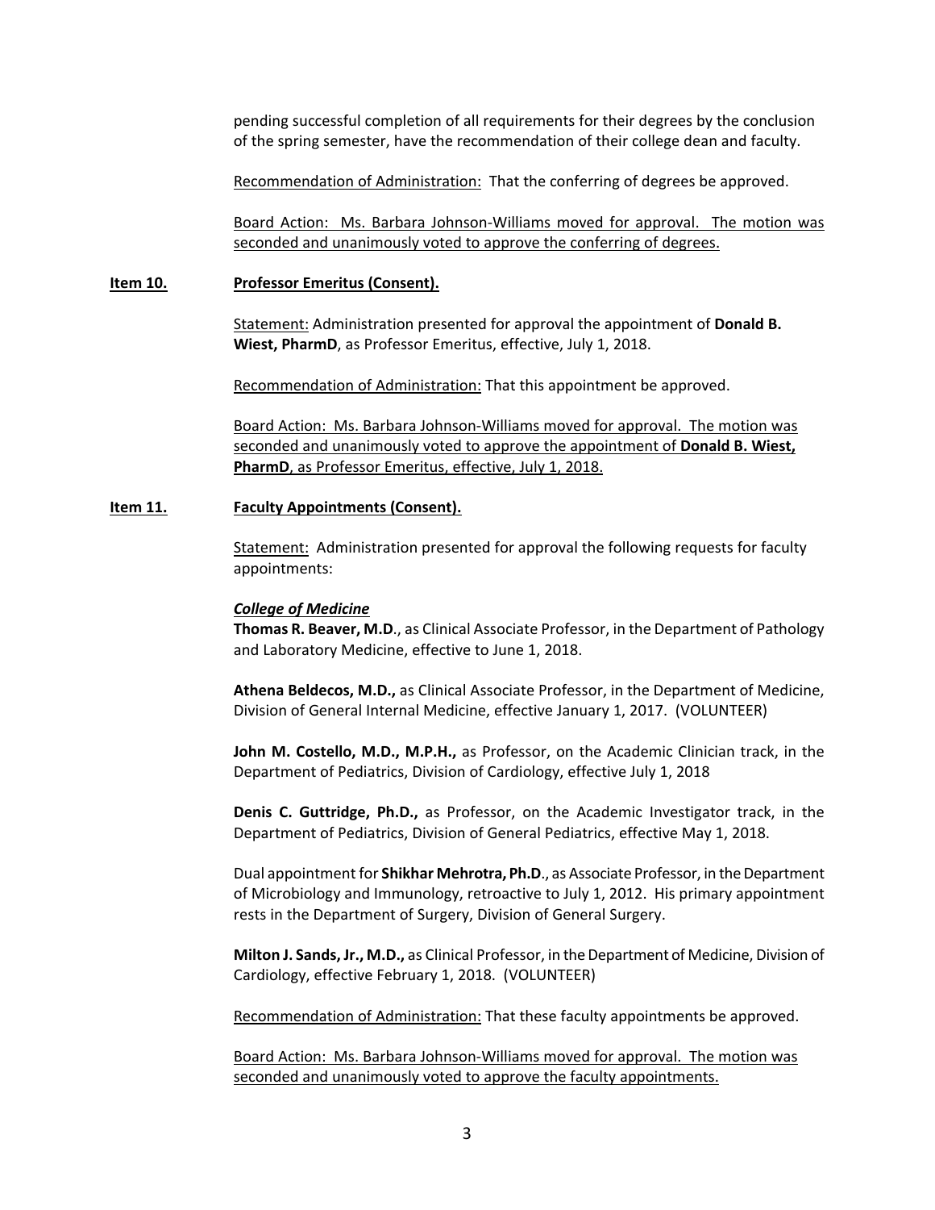pending successful completion of all requirements for their degrees by the conclusion of the spring semester, have the recommendation of their college dean and faculty.

Recommendation of Administration: That the conferring of degrees be approved.

Board Action: Ms. Barbara Johnson-Williams moved for approval. The motion was seconded and unanimously voted to approve the conferring of degrees.

**Item 10. Professor Emeritus (Consent).**

Statement: Administration presented for approval the appointment of **Donald B. Wiest, PharmD**, as Professor Emeritus, effective, July 1, 2018.

Recommendation of Administration: That this appointment be approved.

Board Action: Ms. Barbara Johnson-Williams moved for approval. The motion was seconded and unanimously voted to approve the appointment of **Donald B. Wiest, PharmD**, as Professor Emeritus, effective, July 1, 2018.

**Item 11. Faculty Appointments (Consent).**

Statement: Administration presented for approval the following requests for faculty appointments:

***College of Medicine***

**Thomas R. Beaver, M.D**., as Clinical Associate Professor, in the Department of Pathology and Laboratory Medicine, effective to June 1, 2018.

**Athena Beldecos, M.D.,** as Clinical Associate Professor, in the Department of Medicine, Division of General Internal Medicine, effective January 1, 2017. (VOLUNTEER)

**John M. Costello, M.D., M.P.H.,** as Professor, on the Academic Clinician track, in the Department of Pediatrics, Division of Cardiology, effective July 1, 2018

**Denis C. Guttridge, Ph.D.,** as Professor, on the Academic Investigator track, in the Department of Pediatrics, Division of General Pediatrics, effective May 1, 2018.

Dual appointment for **Shikhar Mehrotra, Ph.D**., as Associate Professor, in the Department of Microbiology and Immunology, retroactive to July 1, 2012. His primary appointment rests in the Department of Surgery, Division of General Surgery.

**Milton J. Sands, Jr., M.D.,** as Clinical Professor, in the Department of Medicine, Division of Cardiology, effective February 1, 2018. (VOLUNTEER)

Recommendation of Administration: That these faculty appointments be approved.

Board Action: Ms. Barbara Johnson-Williams moved for approval. The motion was seconded and unanimously voted to approve the faculty appointments.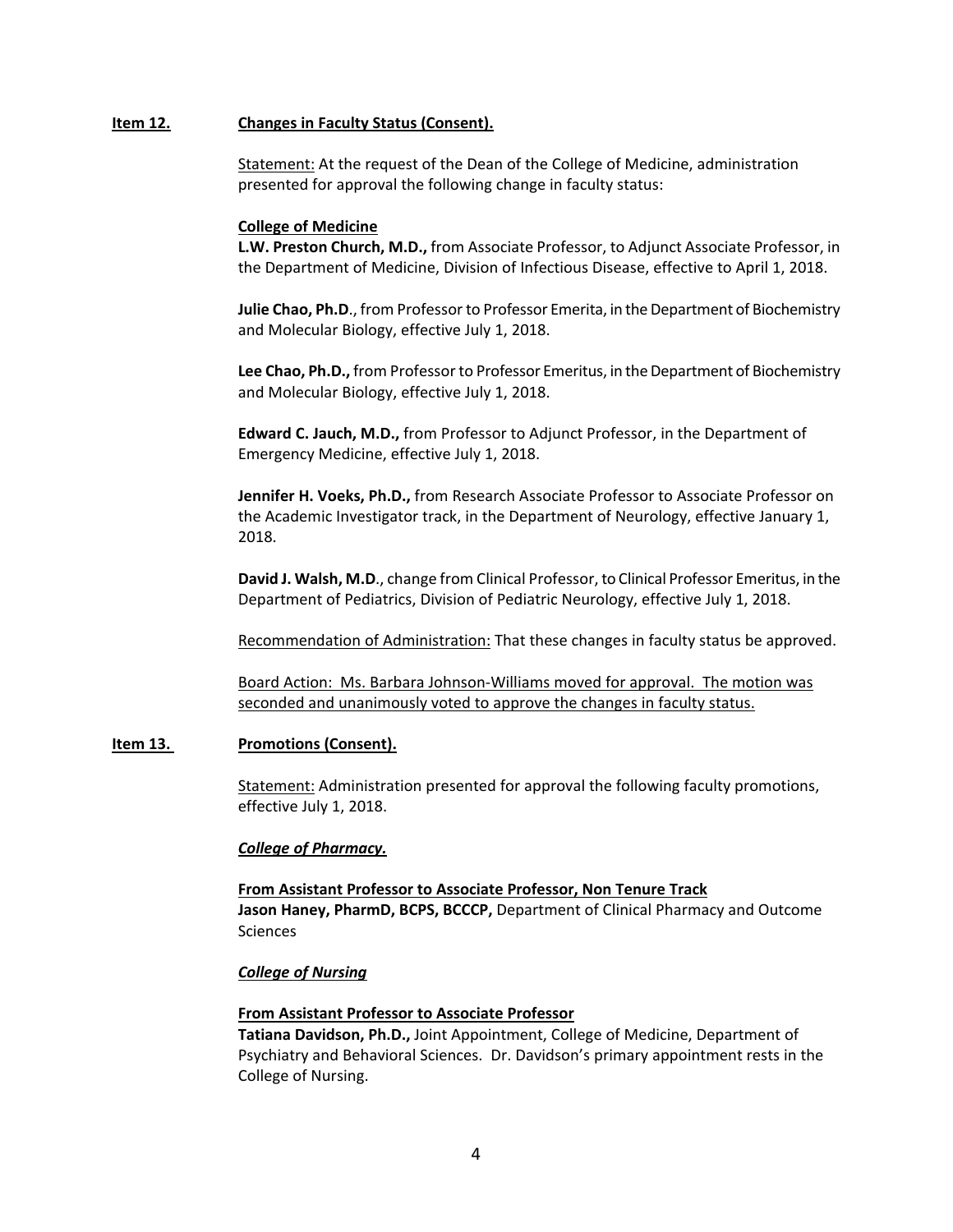**Item 12. Changes in Faculty Status (Consent).**

Statement: At the request of the Dean of the College of Medicine, administration presented for approval the following change in faculty status:

**College of Medicine**

**L.W. Preston Church, M.D.,** from Associate Professor, to Adjunct Associate Professor, in the Department of Medicine, Division of Infectious Disease, effective to April 1, 2018.

**Julie Chao, Ph.D**., from Professor to Professor Emerita, in the Department of Biochemistry and Molecular Biology, effective July 1, 2018.

**Lee Chao, Ph.D.,** from Professor to Professor Emeritus, in the Department of Biochemistry and Molecular Biology, effective July 1, 2018.

**Edward C. Jauch, M.D.,** from Professor to Adjunct Professor, in the Department of Emergency Medicine, effective July 1, 2018.

**Jennifer H. Voeks, Ph.D.,** from Research Associate Professor to Associate Professor on the Academic Investigator track, in the Department of Neurology, effective January 1, 2018.

**David J. Walsh, M.D**., change from Clinical Professor, to Clinical Professor Emeritus, in the Department of Pediatrics, Division of Pediatric Neurology, effective July 1, 2018.

Recommendation of Administration: That these changes in faculty status be approved.

Board Action: Ms. Barbara Johnson-Williams moved for approval. The motion was seconded and unanimously voted to approve the changes in faculty status.

**Item 13. Promotions (Consent).**

Statement: Administration presented for approval the following faculty promotions, effective July 1, 2018.

***College of Pharmacy.***

**From Assistant Professor to Associate Professor, Non Tenure Track**

**Jason Haney, PharmD, BCPS, BCCCP,** Department of Clinical Pharmacy and Outcome Sciences

***College of Nursing***

**From Assistant Professor to Associate Professor**

**Tatiana Davidson, Ph.D.,** Joint Appointment, College of Medicine, Department of Psychiatry and Behavioral Sciences. Dr. Davidson's primary appointment rests in the College of Nursing.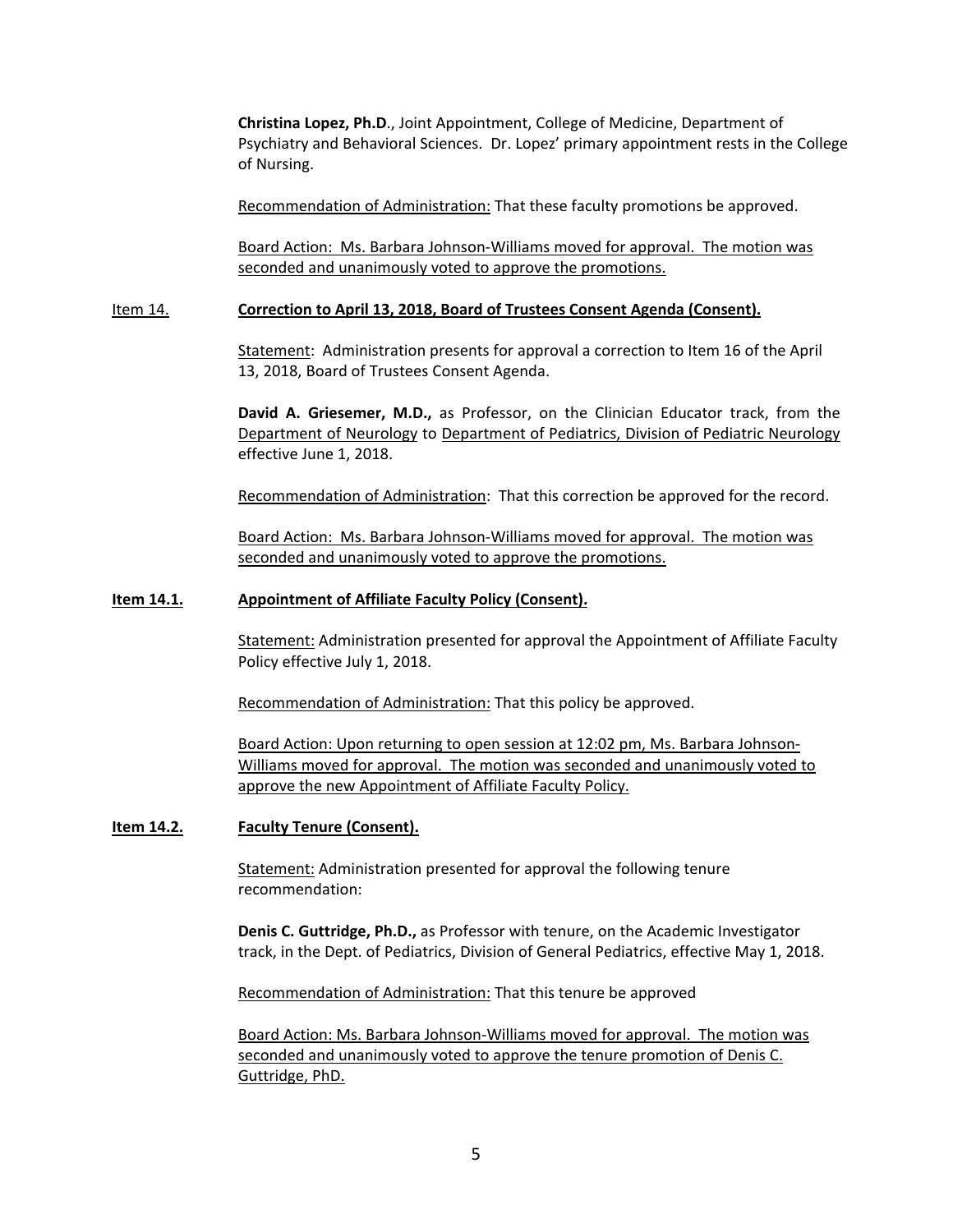**Christina Lopez, Ph.D**., Joint Appointment, College of Medicine, Department of Psychiatry and Behavioral Sciences. Dr. Lopez' primary appointment rests in the College of Nursing.

Recommendation of Administration: That these faculty promotions be approved.

Board Action: Ms. Barbara Johnson-Williams moved for approval. The motion was seconded and unanimously voted to approve the promotions.

Item 14. **Correction to April 13, 2018, Board of Trustees Consent Agenda (Consent).**

Statement: Administration presents for approval a correction to Item 16 of the April 13, 2018, Board of Trustees Consent Agenda.

**David A. Griesemer, M.D.,** as Professor, on the Clinician Educator track, from the Department of Neurology to Department of Pediatrics, Division of Pediatric Neurology effective June 1, 2018.

Recommendation of Administration: That this correction be approved for the record.

Board Action: Ms. Barbara Johnson-Williams moved for approval. The motion was seconded and unanimously voted to approve the promotions.

**Item 14.1. Appointment of Affiliate Faculty Policy (Consent).**

Statement: Administration presented for approval the Appointment of Affiliate Faculty Policy effective July 1, 2018.

Recommendation of Administration: That this policy be approved.

Board Action: Upon returning to open session at 12:02 pm, Ms. Barbara Johnson-Williams moved for approval. The motion was seconded and unanimously voted to approve the new Appointment of Affiliate Faculty Policy.

**Item 14.2. Faculty Tenure (Consent).**

Statement: Administration presented for approval the following tenure recommendation:

**Denis C. Guttridge, Ph.D.,** as Professor with tenure, on the Academic Investigator track, in the Dept. of Pediatrics, Division of General Pediatrics, effective May 1, 2018.

Recommendation of Administration: That this tenure be approved

Board Action: Ms. Barbara Johnson-Williams moved for approval. The motion was seconded and unanimously voted to approve the tenure promotion of Denis C. Guttridge, PhD.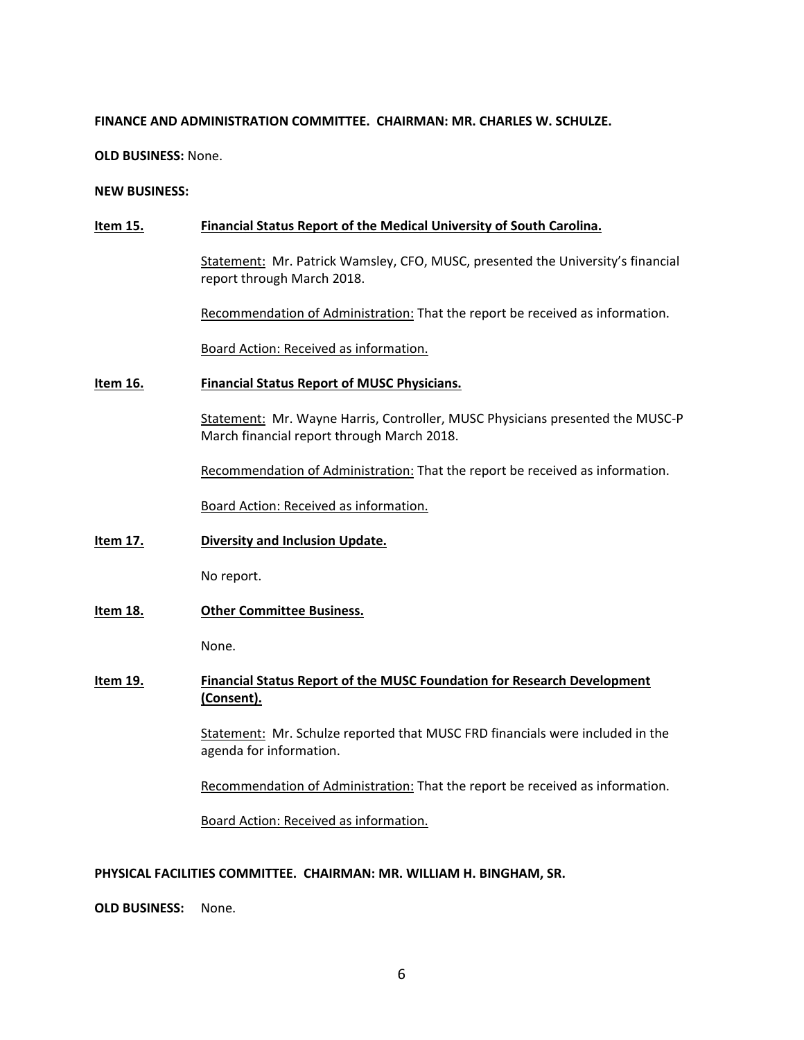**FINANCE AND ADMINISTRATION COMMITTEE. CHAIRMAN: MR. CHARLES W. SCHULZE.**

**OLD BUSINESS:** None.

**NEW BUSINESS:**

**Item 15. Financial Status Report of the Medical University of South Carolina.**

Statement: Mr. Patrick Wamsley, CFO, MUSC, presented the University's financial report through March 2018.

Recommendation of Administration: That the report be received as information.

Board Action: Received as information.

**Item 16. Financial Status Report of MUSC Physicians.**

Statement: Mr. Wayne Harris, Controller, MUSC Physicians presented the MUSC-P March financial report through March 2018.

Recommendation of Administration: That the report be received as information.

Board Action: Received as information.

**Item 17. Diversity and Inclusion Update.**

No report.

**Item 18. Other Committee Business.**

None.

**Item 19. Financial Status Report of the MUSC Foundation for Research Development (Consent).**

Statement: Mr. Schulze reported that MUSC FRD financials were included in the agenda for information.

Recommendation of Administration: That the report be received as information.

Board Action: Received as information.

**PHYSICAL FACILITIES COMMITTEE. CHAIRMAN: MR. WILLIAM H. BINGHAM, SR.**

**OLD BUSINESS:** None.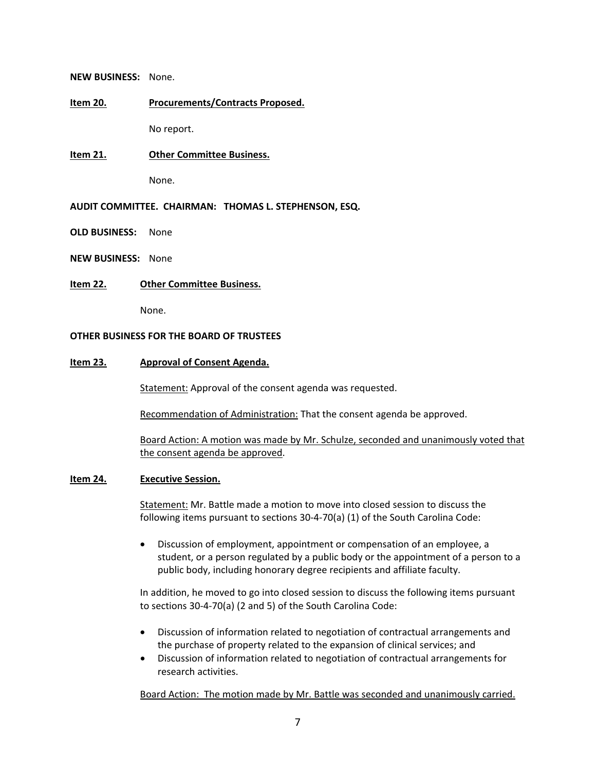**NEW BUSINESS:** None.

**Item 20.** **Procurements/Contracts Proposed.**

No report.

**Item 21.** **Other Committee Business.**

None.

**AUDIT COMMITTEE. CHAIRMAN: THOMAS L. STEPHENSON, ESQ.**

**OLD BUSINESS:** None

**NEW BUSINESS:** None

**Item 22.** **Other Committee Business.**

None.

**OTHER BUSINESS FOR THE BOARD OF TRUSTEES**

**Item 23.** **Approval of Consent Agenda.**

Statement: Approval of the consent agenda was requested.

Recommendation of Administration: That the consent agenda be approved.

Board Action: A motion was made by Mr. Schulze, seconded and unanimously voted that the consent agenda be approved.

**Item 24.** **Executive Session.**

Statement: Mr. Battle made a motion to move into closed session to discuss the following items pursuant to sections 30-4-70(a) (1) of the South Carolina Code:

- Discussion of employment, appointment or compensation of an employee, a student, or a person regulated by a public body or the appointment of a person to a public body, including honorary degree recipients and affiliate faculty.

In addition, he moved to go into closed session to discuss the following items pursuant to sections 30-4-70(a) (2 and 5) of the South Carolina Code:

- Discussion of information related to negotiation of contractual arrangements and the purchase of property related to the expansion of clinical services; and
- Discussion of information related to negotiation of contractual arrangements for research activities.

Board Action: The motion made by Mr. Battle was seconded and unanimously carried.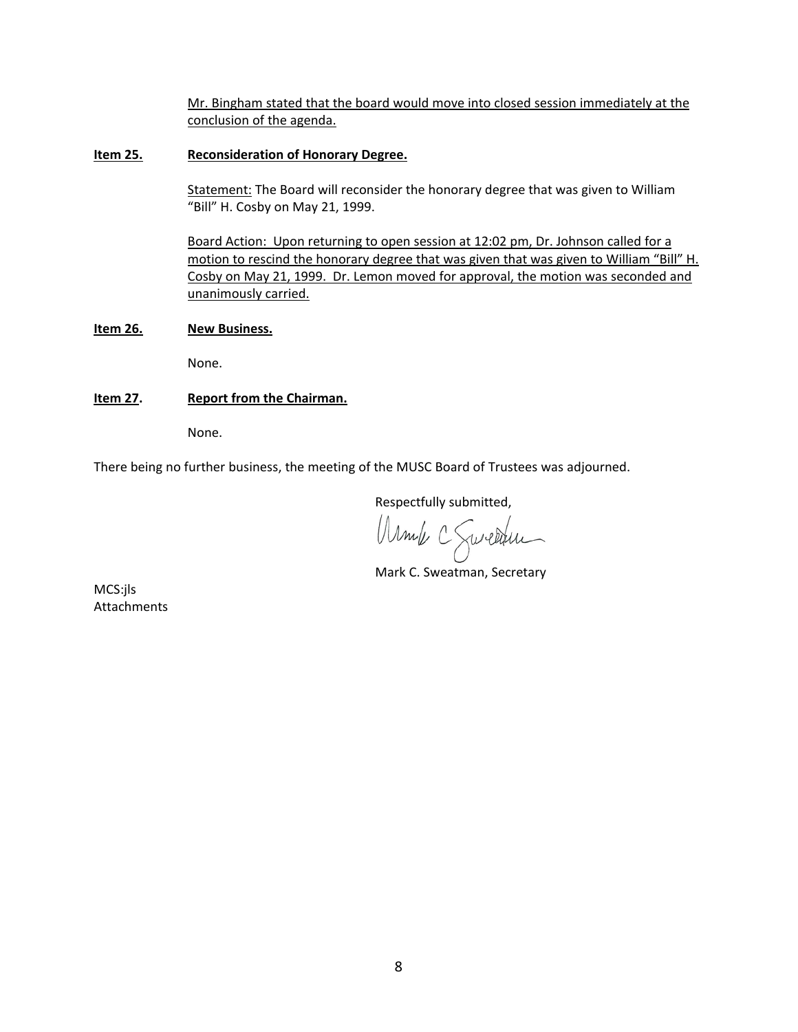Mr. Bingham stated that the board would move into closed session immediately at the conclusion of the agenda.

**Item 25. Reconsideration of Honorary Degree.**

Statement: The Board will reconsider the honorary degree that was given to William "Bill" H. Cosby on May 21, 1999.

Board Action: Upon returning to open session at 12:02 pm, Dr. Johnson called for a motion to rescind the honorary degree that was given that was given to William "Bill" H. Cosby on May 21, 1999. Dr. Lemon moved for approval, the motion was seconded and unanimously carried.

**Item 26. New Business.**

None.

**Item 27. Report from the Chairman.**

None.

There being no further business, the meeting of the MUSC Board of Trustees was adjourned.

Respectfully submitted,

Mark C. Sweatman, Secretary

MCS:jls
Attachments